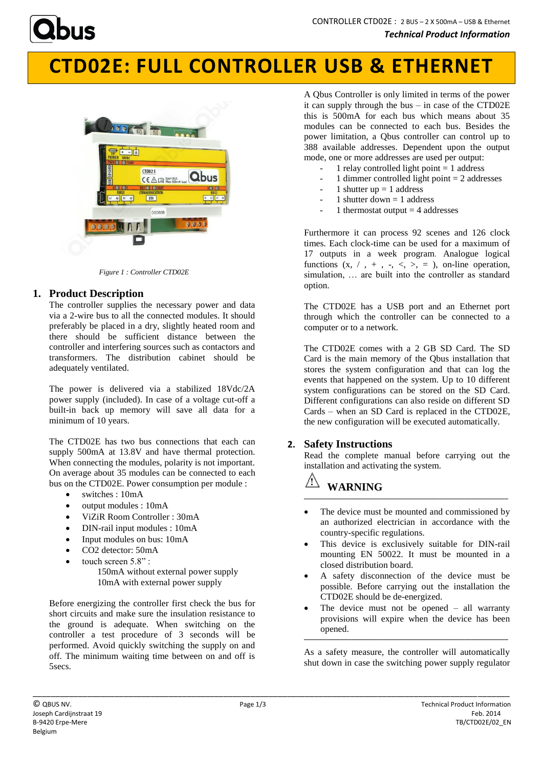# CTD02E: FULL CONTROLLER USB & ETHERNET

*Figure 1 : Controller CTD02E*

## 1. Product Description

The controller supplies the necessary power and data via a 2-wire bus to all the connected modules. It should preferably be placed in a dry, slightly heated room and there should be sufficient distance between the controller and interfering sources such as contactors and transformers. The distribution cabinet should be adequately ventilated.

The power is delivered via a stabilized 18Vdc/2A power supply (included). In case of a voltage cut-off a built-in back up memory will save all data for a minimum of 10 years.

The CTD02E has two bus connections that each can supply 500mA at 13.8V and have thermal protection. When connecting the modules, polarity is not important. On average about 35 modules can be connected to each bus on the CTD02E. Power consumption per module :

- switches : 10mA
- output modules : 10mA
- ViZiR Room Controller : 30mA
- DIN-rail input modules : 10mA
- Input modules on bus: 10mA
- CO2 detector: 50mA
- touch screen 5.8" :
  150mA without external power supply
  10mA with external power supply

Before energizing the controller first check the bus for short circuits and make sure the insulation resistance to the ground is adequate. When switching on the controller a test procedure of 3 seconds will be performed. Avoid quickly switching the supply on and off. The minimum waiting time between on and off is 5secs.

A Qbus Controller is only limited in terms of the power it can supply through the bus – in case of the CTD02E this is 500mA for each bus which means about 35 modules can be connected to each bus. Besides the power limitation, a Qbus controller can control up to 388 available addresses. Dependent upon the output mode, one or more addresses are used per output:

- 1 relay controlled light point = 1 address
- 1 dimmer controlled light point = 2 addresses
- 1 shutter up = 1 address
- 1 shutter down = 1 address
- 1 thermostat output = 4 addresses

Furthermore it can process 92 scenes and 126 clock times. Each clock-time can be used for a maximum of 17 outputs in a week program. Analogue logical functions (x, / , + , -, <, >, = ), on-line operation, simulation, … are built into the controller as standard option.

The CTD02E has a USB port and an Ethernet port through which the controller can be connected to a computer or to a network.

The CTD02E comes with a 2 GB SD Card. The SD Card is the main memory of the Qbus installation that stores the system configuration and that can log the events that happened on the system. Up to 10 different system configurations can be stored on the SD Card. Different configurations can also reside on different SD Cards – when an SD Card is replaced in the CTD02E, the new configuration will be executed automatically.

## 2. Safety Instructions

Read the complete manual before carrying out the installation and activating the system.

⚠ **WARNING**

---

- The device must be mounted and commissioned by an authorized electrician in accordance with the country-specific regulations.
- This device is exclusively suitable for DIN-rail mounting EN 50022. It must be mounted in a closed distribution board.
- A safety disconnection of the device must be possible. Before carrying out the installation the CTD02E should be de-energized.
- The device must not be opened – all warranty provisions will expire when the device has been opened.

---

As a safety measure, the controller will automatically shut down in case the switching power supply regulator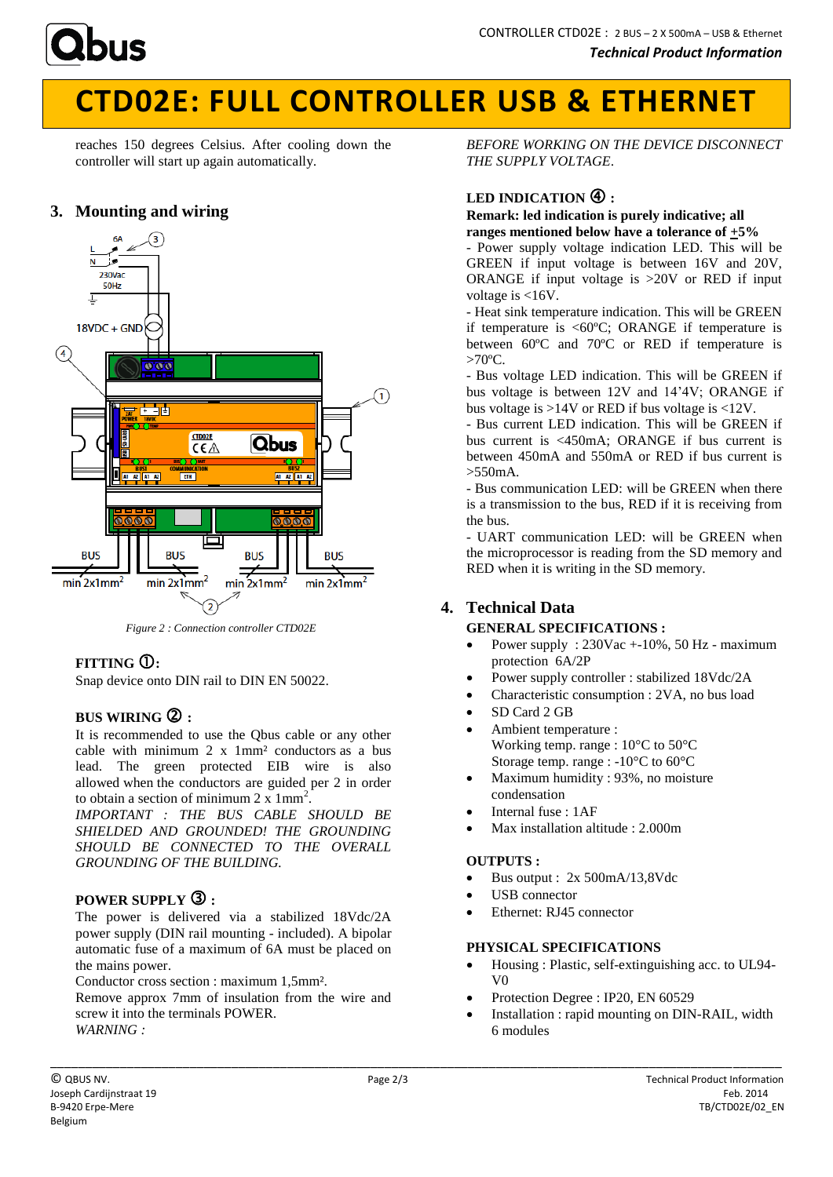# CTD02E: FULL CONTROLLER USB & ETHERNET

reaches 150 degrees Celsius. After cooling down the controller will start up again automatically.

## 3. Mounting and wiring

Figure 2 : Connection controller CTD02E

### FITTING ①:

Snap device onto DIN rail to DIN EN 50022.

### BUS WIRING ② :

It is recommended to use the Qbus cable or any other cable with minimum 2 x 1mm² conductors as a bus lead. The green protected EIB wire is also allowed when the conductors are guided per 2 in order to obtain a section of minimum 2 x 1mm$^2$.

*IMPORTANT : THE BUS CABLE SHOULD BE SHIELDED AND GROUNDED! THE GROUNDING SHOULD BE CONNECTED TO THE OVERALL GROUNDING OF THE BUILDING.*

### POWER SUPPLY ③ :

The power is delivered via a stabilized 18Vdc/2A power supply (DIN rail mounting - included). A bipolar automatic fuse of a maximum of 6A must be placed on the mains power.

Conductor cross section : maximum 1,5mm².

Remove approx 7mm of insulation from the wire and screw it into the terminals POWER.

*WARNING :*

*BEFORE WORKING ON THE DEVICE DISCONNECT THE SUPPLY VOLTAGE.*

### LED INDICATION ④ :

**Remark: led indication is purely indicative; all ranges mentioned below have a tolerance of ±5%**

- Power supply voltage indication LED. This will be GREEN if input voltage is between 16V and 20V, ORANGE if input voltage is >20V or RED if input voltage is <16V.
- Heat sink temperature indication. This will be GREEN if temperature is <60ºC; ORANGE if temperature is between 60ºC and 70ºC or RED if temperature is >70ºC.
- Bus voltage LED indication. This will be GREEN if bus voltage is between 12V and 14'4V; ORANGE if bus voltage is >14V or RED if bus voltage is <12V.
- Bus current LED indication. This will be GREEN if bus current is <450mA; ORANGE if bus current is between 450mA and 550mA or RED if bus current is >550mA.
- Bus communication LED: will be GREEN when there is a transmission to the bus, RED if it is receiving from the bus.
- UART communication LED: will be GREEN when the microprocessor is reading from the SD memory and RED when it is writing in the SD memory.

## 4. Technical Data

### GENERAL SPECIFICATIONS :

- Power supply : 230Vac +-10%, 50 Hz - maximum protection 6A/2P
- Power supply controller : stabilized 18Vdc/2A
- Characteristic consumption : 2VA, no bus load
- SD Card 2 GB
- Ambient temperature :
  Working temp. range : 10°C to 50°C
  Storage temp. range : -10°C to 60°C
- Maximum humidity : 93%, no moisture condensation
- Internal fuse : 1AF
- Max installation altitude : 2.000m

### OUTPUTS :

- Bus output : 2x 500mA/13,8Vdc
- USB connector
- Ethernet: RJ45 connector

### PHYSICAL SPECIFICATIONS

- Housing : Plastic, self-extinguishing acc. to UL94-V0
- Protection Degree : IP20, EN 60529
- Installation : rapid mounting on DIN-RAIL, width 6 modules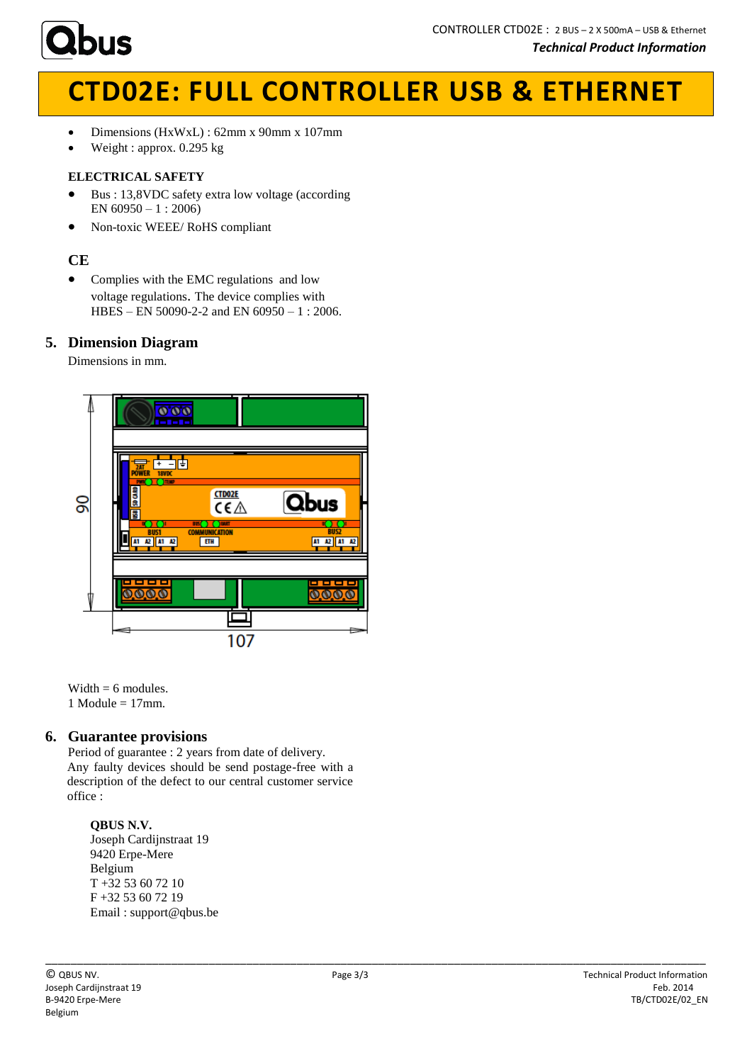# CTD02E: FULL CONTROLLER USB & ETHERNET

- Dimensions (HxWxL) : 62mm x 90mm x 107mm
- Weight : approx. 0.295 kg

**ELECTRICAL SAFETY**

- Bus : 13,8VDC safety extra low voltage (according EN 60950 – 1 : 2006)
- Non-toxic WEEE/ RoHS compliant

**CE**

- Complies with the EMC regulations and low voltage regulations. The device complies with HBES – EN 50090-2-2 and EN 60950 – 1 : 2006.

## 5. Dimension Diagram

Dimensions in mm.

90

107

Width = 6 modules.
1 Module = 17mm.

## 6. Guarantee provisions

Period of guarantee : 2 years from date of delivery.
Any faulty devices should be send postage-free with a description of the defect to our central customer service office :

**QBUS N.V.**
Joseph Cardijnstraat 19
9420 Erpe-Mere
Belgium
T +32 53 60 72 10
F +32 53 60 72 19
Email : support@qbus.be